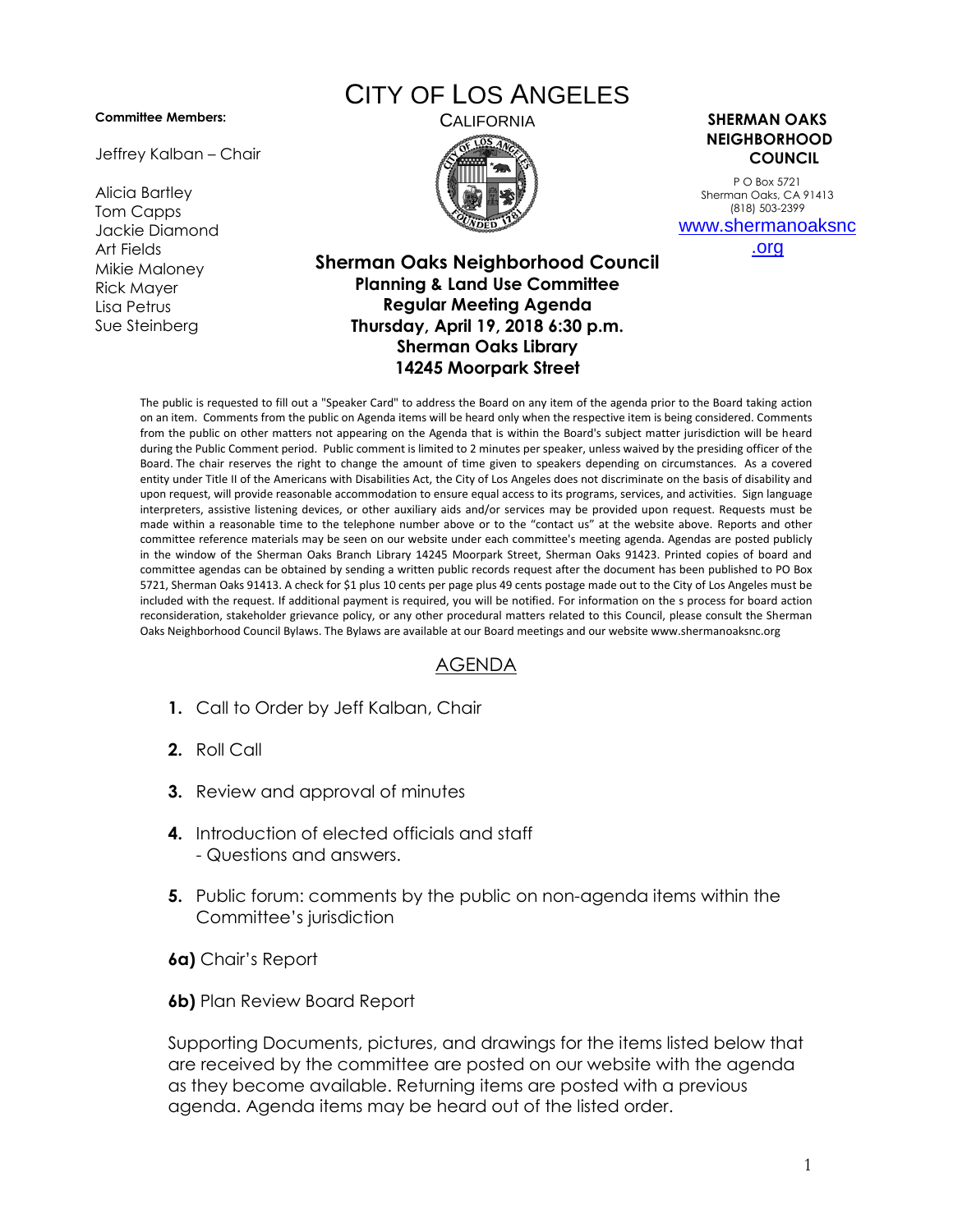**Committee Members:**

Jeffrey Kalban – Chair

Alicia Bartley
Tom Capps
Jackie Diamond
Art Fields
Mikie Maloney
Rick Mayer
Lisa Petrus
Sue Steinberg

# CITY OF LOS ANGELES

CALIFORNIA

**SHERMAN OAKS NEIGHBORHOOD COUNCIL**

P O Box 5721
Sherman Oaks, CA 91413
(818) 503-2399
[www.shermanoaksnc.org](http://www.shermanoaksnc.org)

## Sherman Oaks Neighborhood Council
### Planning & Land Use Committee
### Regular Meeting Agenda
### Thursday, April 19, 2018 6:30 p.m.
### Sherman Oaks Library
### 14245 Moorpark Street

The public is requested to fill out a "Speaker Card" to address the Board on any item of the agenda prior to the Board taking action on an item. Comments from the public on Agenda items will be heard only when the respective item is being considered. Comments from the public on other matters not appearing on the Agenda that is within the Board's subject matter jurisdiction will be heard during the Public Comment period. Public comment is limited to 2 minutes per speaker, unless waived by the presiding officer of the Board. The chair reserves the right to change the amount of time given to speakers depending on circumstances. As a covered entity under Title II of the Americans with Disabilities Act, the City of Los Angeles does not discriminate on the basis of disability and upon request, will provide reasonable accommodation to ensure equal access to its programs, services, and activities. Sign language interpreters, assistive listening devices, or other auxiliary aids and/or services may be provided upon request. Requests must be made within a reasonable time to the telephone number above or to the "contact us" at the website above. Reports and other committee reference materials may be seen on our website under each committee's meeting agenda. Agendas are posted publicly in the window of the Sherman Oaks Branch Library 14245 Moorpark Street, Sherman Oaks 91423. Printed copies of board and committee agendas can be obtained by sending a written public records request after the document has been published to PO Box 5721, Sherman Oaks 91413. A check for $1 plus 10 cents per page plus 49 cents postage made out to the City of Los Angeles must be included with the request. If additional payment is required, you will be notified. For information on the s process for board action reconsideration, stakeholder grievance policy, or any other procedural matters related to this Council, please consult the Sherman Oaks Neighborhood Council Bylaws. The Bylaws are available at our Board meetings and our website www.shermanoaksnc.org

## AGENDA

1. Call to Order by Jeff Kalban, Chair

2. Roll Call

3. Review and approval of minutes

4. Introduction of elected officials and staff
   - Questions and answers.

5. Public forum: comments by the public on non-agenda items within the Committee's jurisdiction

**6a)** Chair's Report

**6b)** Plan Review Board Report

Supporting Documents, pictures, and drawings for the items listed below that are received by the committee are posted on our website with the agenda as they become available. Returning items are posted with a previous agenda. Agenda items may be heard out of the listed order.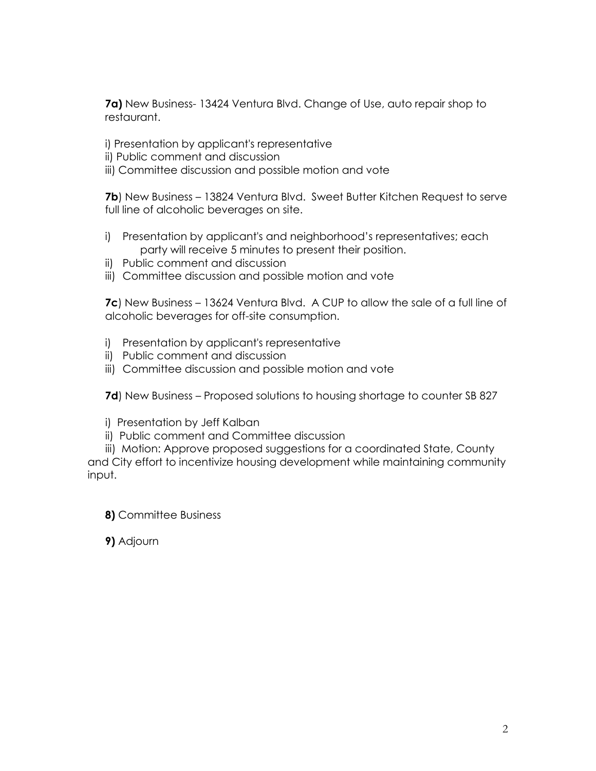**7a)** New Business- 13424 Ventura Blvd. Change of Use, auto repair shop to restaurant.

i) Presentation by applicant's representative
ii) Public comment and discussion
iii) Committee discussion and possible motion and vote

**7b**) New Business – 13824 Ventura Blvd. Sweet Butter Kitchen Request to serve full line of alcoholic beverages on site.

i) Presentation by applicant's and neighborhood's representatives; each party will receive 5 minutes to present their position.
ii) Public comment and discussion
iii) Committee discussion and possible motion and vote

**7c**) New Business – 13624 Ventura Blvd. A CUP to allow the sale of a full line of alcoholic beverages for off-site consumption.

i) Presentation by applicant's representative
ii) Public comment and discussion
iii) Committee discussion and possible motion and vote

**7d**) New Business – Proposed solutions to housing shortage to counter SB 827

i) Presentation by Jeff Kalban
ii) Public comment and Committee discussion
iii) Motion: Approve proposed suggestions for a coordinated State, County and City effort to incentivize housing development while maintaining community input.

**8)** Committee Business

**9)** Adjourn